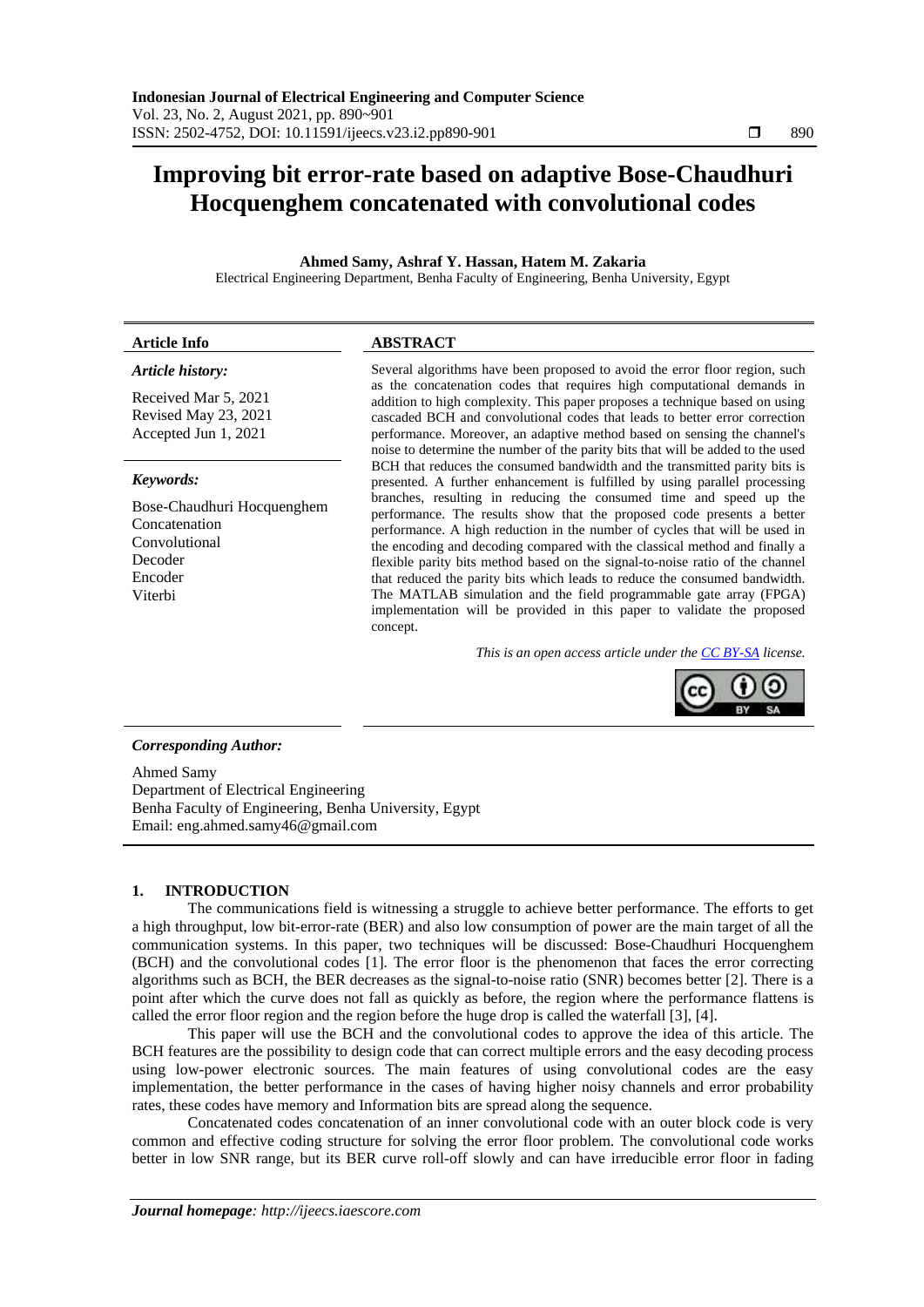# Improving bit error-rate based on adaptive Bose-Chaudhuri Hocquenghem concatenated with convolutional codes

**Ahmed Samy, Ashraf Y. Hassan, Hatem M. Zakaria**

Electrical Engineering Department, Benha Faculty of Engineering, Benha University, Egypt

---

**Article Info**

***Article history:***

Received Mar 5, 2021
Revised May 23, 2021
Accepted Jun 1, 2021

***Keywords:***

Bose-Chaudhuri Hocquenghem
Concatenation
Convolutional
Decoder
Encoder
Viterbi

**ABSTRACT**

Several algorithms have been proposed to avoid the error floor region, such as the concatenation codes that requires high computational demands in addition to high complexity. This paper proposes a technique based on using cascaded BCH and convolutional codes that leads to better error correction performance. Moreover, an adaptive method based on sensing the channel's noise to determine the number of the parity bits that will be added to the used BCH that reduces the consumed bandwidth and the transmitted parity bits is presented. A further enhancement is fulfilled by using parallel processing branches, resulting in reducing the consumed time and speed up the performance. The results show that the proposed code presents a better performance. A high reduction in the number of cycles that will be used in the encoding and decoding compared with the classical method and finally a flexible parity bits method based on the signal-to-noise ratio of the channel that reduced the parity bits which leads to reduce the consumed bandwidth. The MATLAB simulation and the field programmable gate array (FPGA) implementation will be provided in this paper to validate the proposed concept.

*This is an open access article under the [CC BY-SA](https://creativecommons.org/licenses/by-sa/4.0/) license.*

---

***Corresponding Author:***

Ahmed Samy
Department of Electrical Engineering
Benha Faculty of Engineering, Benha University, Egypt
Email: eng.ahmed.samy46@gmail.com

---

## 1. INTRODUCTION

The communications field is witnessing a struggle to achieve better performance. The efforts to get a high throughput, low bit-error-rate (BER) and also low consumption of power are the main target of all the communication systems. In this paper, two techniques will be discussed: Bose-Chaudhuri Hocquenghem (BCH) and the convolutional codes [1]. The error floor is the phenomenon that faces the error correcting algorithms such as BCH, the BER decreases as the signal-to-noise ratio (SNR) becomes better [2]. There is a point after which the curve does not fall as quickly as before, the region where the performance flattens is called the error floor region and the region before the huge drop is called the waterfall [3], [4].

This paper will use the BCH and the convolutional codes to approve the idea of this article. The BCH features are the possibility to design code that can correct multiple errors and the easy decoding process using low-power electronic sources. The main features of using convolutional codes are the easy implementation, the better performance in the cases of having higher noisy channels and error probability rates, these codes have memory and Information bits are spread along the sequence.

Concatenated codes concatenation of an inner convolutional code with an outer block code is very common and effective coding structure for solving the error floor problem. The convolutional code works better in low SNR range, but its BER curve roll-off slowly and can have irreducible error floor in fading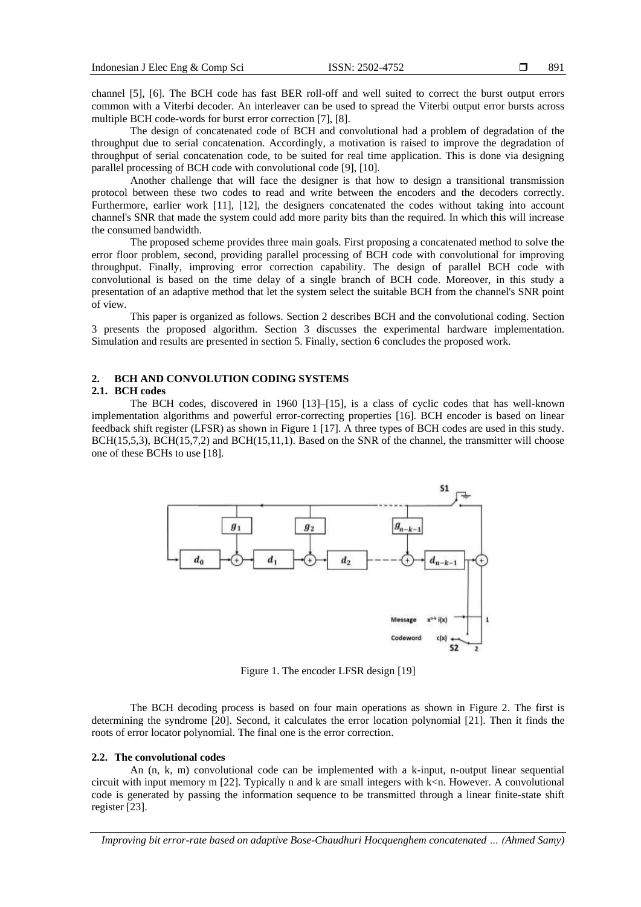channel [5], [6]. The BCH code has fast BER roll-off and well suited to correct the burst output errors common with a Viterbi decoder. An interleaver can be used to spread the Viterbi output error bursts across multiple BCH code-words for burst error correction [7], [8].

The design of concatenated code of BCH and convolutional had a problem of degradation of the throughput due to serial concatenation. Accordingly, a motivation is raised to improve the degradation of throughput of serial concatenation code, to be suited for real time application. This is done via designing parallel processing of BCH code with convolutional code [9], [10].

Another challenge that will face the designer is that how to design a transitional transmission protocol between these two codes to read and write between the encoders and the decoders correctly. Furthermore, earlier work [11], [12], the designers concatenated the codes without taking into account channel's SNR that made the system could add more parity bits than the required. In which this will increase the consumed bandwidth.

The proposed scheme provides three main goals. First proposing a concatenated method to solve the error floor problem, second, providing parallel processing of BCH code with convolutional for improving throughput. Finally, improving error correction capability. The design of parallel BCH code with convolutional is based on the time delay of a single branch of BCH code. Moreover, in this study a presentation of an adaptive method that let the system select the suitable BCH from the channel's SNR point of view.

This paper is organized as follows. Section 2 describes BCH and the convolutional coding. Section 3 presents the proposed algorithm. Section 3 discusses the experimental hardware implementation. Simulation and results are presented in section 5. Finally, section 6 concludes the proposed work.

## 2. BCH AND CONVOLUTION CODING SYSTEMS

### 2.1. BCH codes

The BCH codes, discovered in 1960 [13]–[15], is a class of cyclic codes that has well-known implementation algorithms and powerful error-correcting properties [16]. BCH encoder is based on linear feedback shift register (LFSR) as shown in Figure 1 [17]. A three types of BCH codes are used in this study. BCH(15,5,3), BCH(15,7,2) and BCH(15,11,1). Based on the SNR of the channel, the transmitter will choose one of these BCHs to use [18].

Figure 1. The encoder LFSR design [19]

The BCH decoding process is based on four main operations as shown in Figure 2. The first is determining the syndrome [20]. Second, it calculates the error location polynomial [21]. Then it finds the roots of error locator polynomial. The final one is the error correction.

### 2.2. The convolutional codes

An (n, k, m) convolutional code can be implemented with a k-input, n-output linear sequential circuit with input memory m [22]. Typically n and k are small integers with k<n. However. A convolutional code is generated by passing the information sequence to be transmitted through a linear finite-state shift register [23].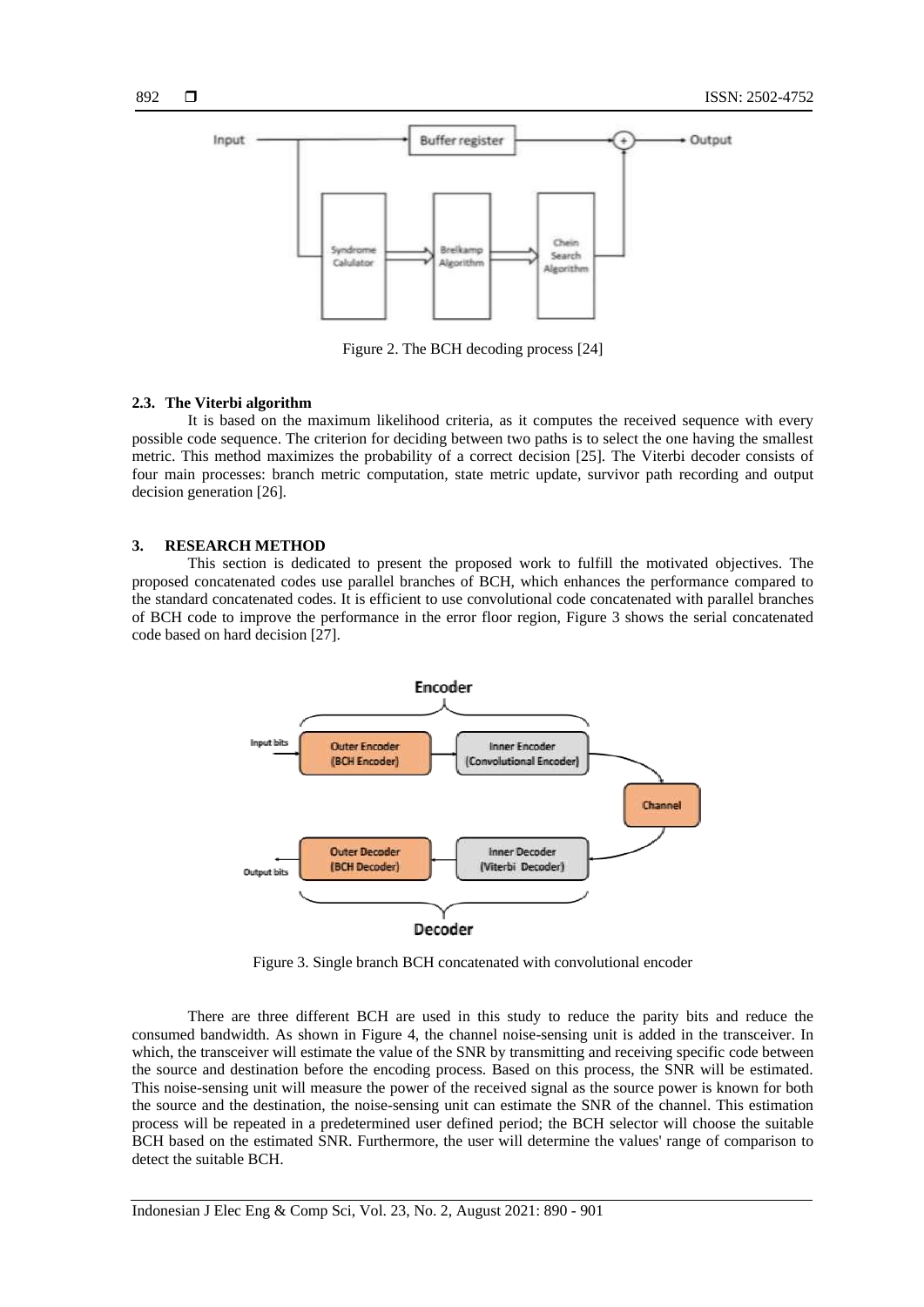Figure 2. The BCH decoding process [24]

### 2.3. The Viterbi algorithm

It is based on the maximum likelihood criteria, as it computes the received sequence with every possible code sequence. The criterion for deciding between two paths is to select the one having the smallest metric. This method maximizes the probability of a correct decision [25]. The Viterbi decoder consists of four main processes: branch metric computation, state metric update, survivor path recording and output decision generation [26].

## 3. RESEARCH METHOD

This section is dedicated to present the proposed work to fulfill the motivated objectives. The proposed concatenated codes use parallel branches of BCH, which enhances the performance compared to the standard concatenated codes. It is efficient to use convolutional code concatenated with parallel branches of BCH code to improve the performance in the error floor region, Figure 3 shows the serial concatenated code based on hard decision [27].

Figure 3. Single branch BCH concatenated with convolutional encoder

There are three different BCH are used in this study to reduce the parity bits and reduce the consumed bandwidth. As shown in Figure 4, the channel noise-sensing unit is added in the transceiver. In which, the transceiver will estimate the value of the SNR by transmitting and receiving specific code between the source and destination before the encoding process. Based on this process, the SNR will be estimated. This noise-sensing unit will measure the power of the received signal as the source power is known for both the source and the destination, the noise-sensing unit can estimate the SNR of the channel. This estimation process will be repeated in a predetermined user defined period; the BCH selector will choose the suitable BCH based on the estimated SNR. Furthermore, the user will determine the values' range of comparison to detect the suitable BCH.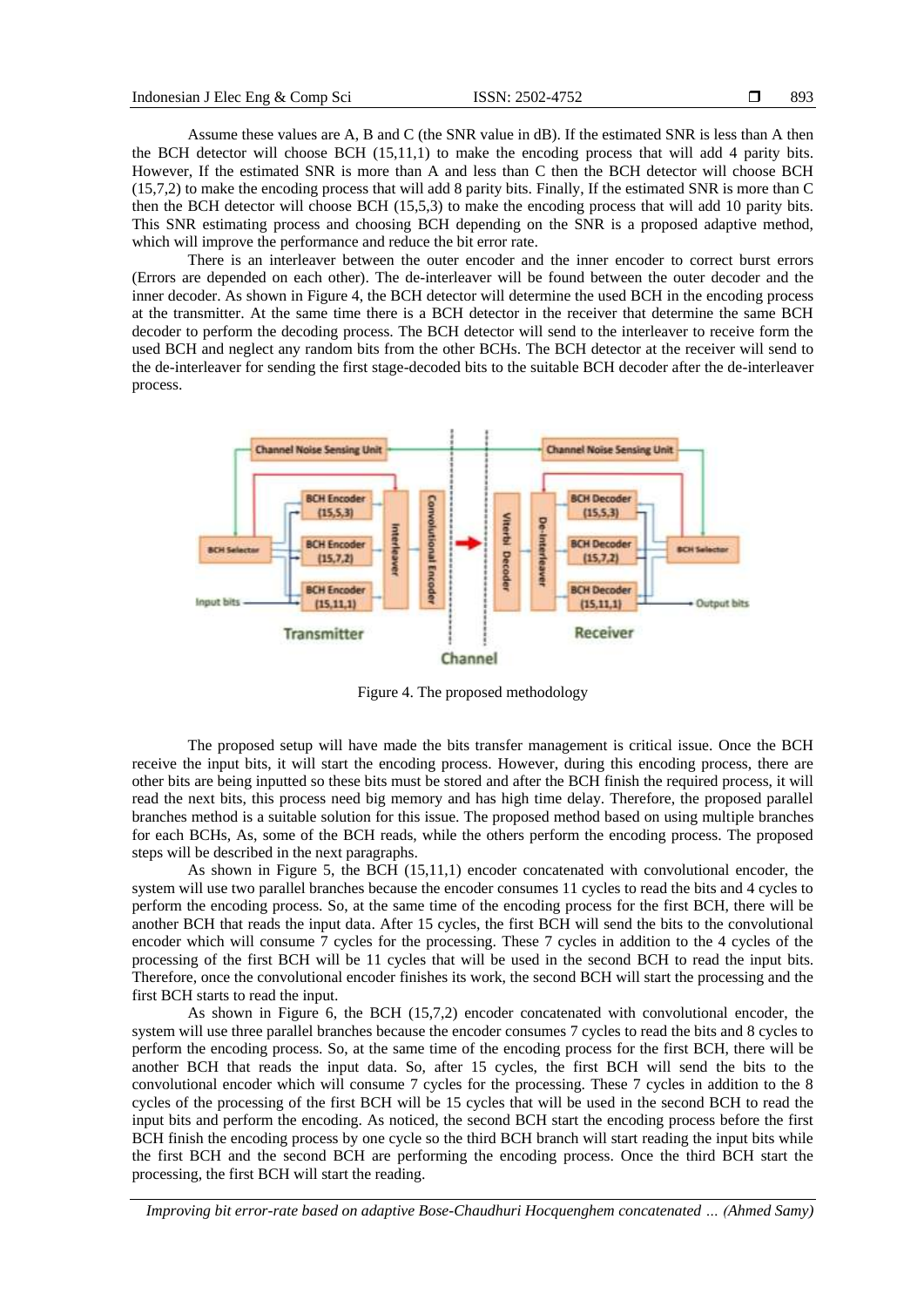Assume these values are A, B and C (the SNR value in dB). If the estimated SNR is less than A then the BCH detector will choose BCH (15,11,1) to make the encoding process that will add 4 parity bits. However, If the estimated SNR is more than A and less than C then the BCH detector will choose BCH (15,7,2) to make the encoding process that will add 8 parity bits. Finally, If the estimated SNR is more than C then the BCH detector will choose BCH (15,5,3) to make the encoding process that will add 10 parity bits. This SNR estimating process and choosing BCH depending on the SNR is a proposed adaptive method, which will improve the performance and reduce the bit error rate.

There is an interleaver between the outer encoder and the inner encoder to correct burst errors (Errors are depended on each other). The de-interleaver will be found between the outer decoder and the inner decoder. As shown in Figure 4, the BCH detector will determine the used BCH in the encoding process at the transmitter. At the same time there is a BCH detector in the receiver that determine the same BCH decoder to perform the decoding process. The BCH detector will send to the interleaver to receive form the used BCH and neglect any random bits from the other BCHs. The BCH detector at the receiver will send to the de-interleaver for sending the first stage-decoded bits to the suitable BCH decoder after the de-interleaver process.

Figure 4. The proposed methodology

The proposed setup will have made the bits transfer management is critical issue. Once the BCH receive the input bits, it will start the encoding process. However, during this encoding process, there are other bits are being inputted so these bits must be stored and after the BCH finish the required process, it will read the next bits, this process need big memory and has high time delay. Therefore, the proposed parallel branches method is a suitable solution for this issue. The proposed method based on using multiple branches for each BCHs, As, some of the BCH reads, while the others perform the encoding process. The proposed steps will be described in the next paragraphs.

As shown in Figure 5, the BCH (15,11,1) encoder concatenated with convolutional encoder, the system will use two parallel branches because the encoder consumes 11 cycles to read the bits and 4 cycles to perform the encoding process. So, at the same time of the encoding process for the first BCH, there will be another BCH that reads the input data. After 15 cycles, the first BCH will send the bits to the convolutional encoder which will consume 7 cycles for the processing. These 7 cycles in addition to the 4 cycles of the processing of the first BCH will be 11 cycles that will be used in the second BCH to read the input bits. Therefore, once the convolutional encoder finishes its work, the second BCH will start the processing and the first BCH starts to read the input.

As shown in Figure 6, the BCH (15,7,2) encoder concatenated with convolutional encoder, the system will use three parallel branches because the encoder consumes 7 cycles to read the bits and 8 cycles to perform the encoding process. So, at the same time of the encoding process for the first BCH, there will be another BCH that reads the input data. So, after 15 cycles, the first BCH will send the bits to the convolutional encoder which will consume 7 cycles for the processing. These 7 cycles in addition to the 8 cycles of the processing of the first BCH will be 15 cycles that will be used in the second BCH to read the input bits and perform the encoding. As noticed, the second BCH start the encoding process before the first BCH finish the encoding process by one cycle so the third BCH branch will start reading the input bits while the first BCH and the second BCH are performing the encoding process. Once the third BCH start the processing, the first BCH will start the reading.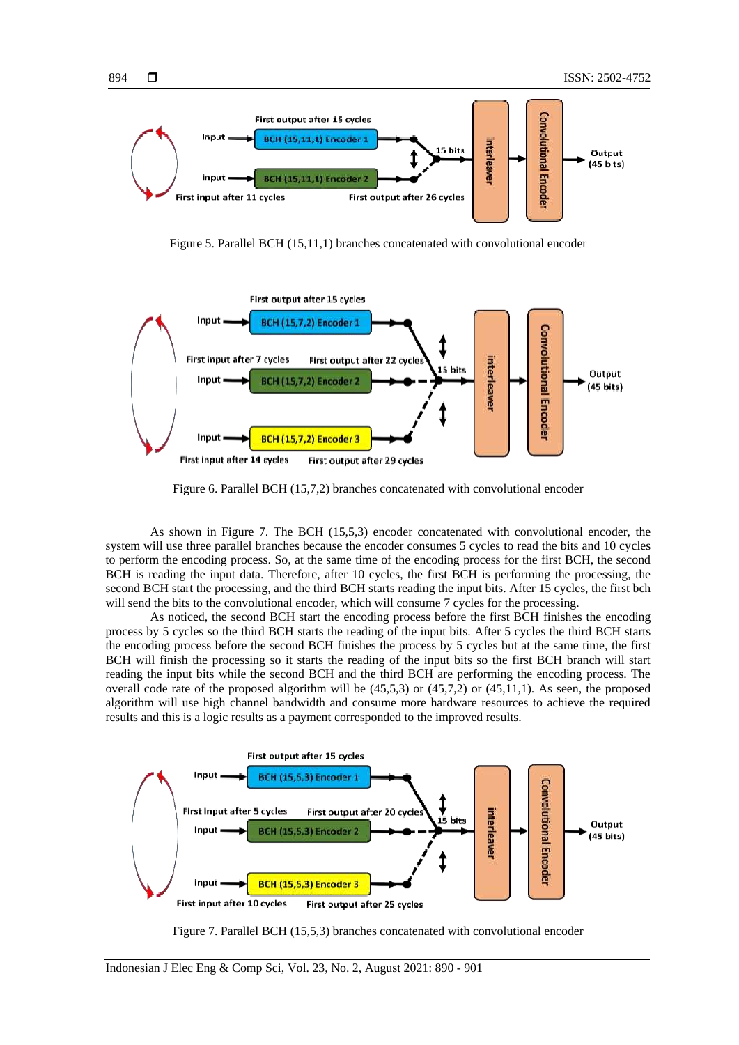Figure 5. Parallel BCH (15,11,1) branches concatenated with convolutional encoder

Figure 6. Parallel BCH (15,7,2) branches concatenated with convolutional encoder

As shown in Figure 7. The BCH (15,5,3) encoder concatenated with convolutional encoder, the system will use three parallel branches because the encoder consumes 5 cycles to read the bits and 10 cycles to perform the encoding process. So, at the same time of the encoding process for the first BCH, the second BCH is reading the input data. Therefore, after 10 cycles, the first BCH is performing the processing, the second BCH start the processing, and the third BCH starts reading the input bits. After 15 cycles, the first bch will send the bits to the convolutional encoder, which will consume 7 cycles for the processing.

As noticed, the second BCH start the encoding process before the first BCH finishes the encoding process by 5 cycles so the third BCH starts the reading of the input bits. After 5 cycles the third BCH starts the encoding process before the second BCH finishes the process by 5 cycles but at the same time, the first BCH will finish the processing so it starts the reading of the input bits so the first BCH branch will start reading the input bits while the second BCH and the third BCH are performing the encoding process. The overall code rate of the proposed algorithm will be (45,5,3) or (45,7,2) or (45,11,1). As seen, the proposed algorithm will use high channel bandwidth and consume more hardware resources to achieve the required results and this is a logic results as a payment corresponded to the improved results.

Figure 7. Parallel BCH (15,5,3) branches concatenated with convolutional encoder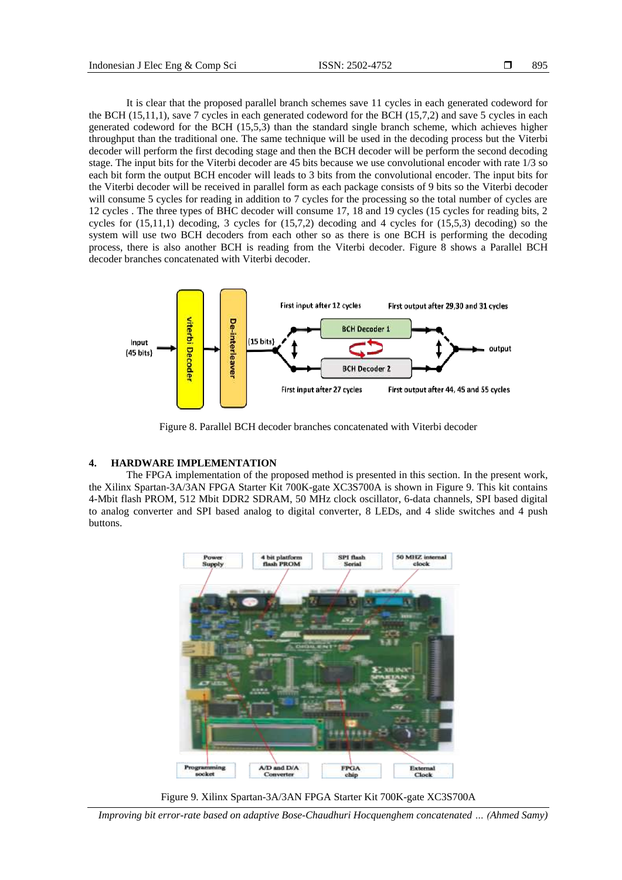It is clear that the proposed parallel branch schemes save 11 cycles in each generated codeword for the BCH (15,11,1), save 7 cycles in each generated codeword for the BCH (15,7,2) and save 5 cycles in each generated codeword for the BCH (15,5,3) than the standard single branch scheme, which achieves higher throughput than the traditional one. The same technique will be used in the decoding process but the Viterbi decoder will perform the first decoding stage and then the BCH decoder will be perform the second decoding stage. The input bits for the Viterbi decoder are 45 bits because we use convolutional encoder with rate 1/3 so each bit form the output BCH encoder will leads to 3 bits from the convolutional encoder. The input bits for the Viterbi decoder will be received in parallel form as each package consists of 9 bits so the Viterbi decoder will consume 5 cycles for reading in addition to 7 cycles for the processing so the total number of cycles are 12 cycles . The three types of BHC decoder will consume 17, 18 and 19 cycles (15 cycles for reading bits, 2 cycles for (15,11,1) decoding, 3 cycles for (15,7,2) decoding and 4 cycles for (15,5,3) decoding) so the system will use two BCH decoders from each other so as there is one BCH is performing the decoding process, there is also another BCH is reading from the Viterbi decoder. Figure 8 shows a Parallel BCH decoder branches concatenated with Viterbi decoder.

Figure 8. Parallel BCH decoder branches concatenated with Viterbi decoder

## 4. HARDWARE IMPLEMENTATION

The FPGA implementation of the proposed method is presented in this section. In the present work, the Xilinx Spartan-3A/3AN FPGA Starter Kit 700K-gate XC3S700A is shown in Figure 9. This kit contains 4-Mbit flash PROM, 512 Mbit DDR2 SDRAM, 50 MHz clock oscillator, 6-data channels, SPI based digital to analog converter and SPI based analog to digital converter, 8 LEDs, and 4 slide switches and 4 push buttons.

Figure 9. Xilinx Spartan-3A/3AN FPGA Starter Kit 700K-gate XC3S700A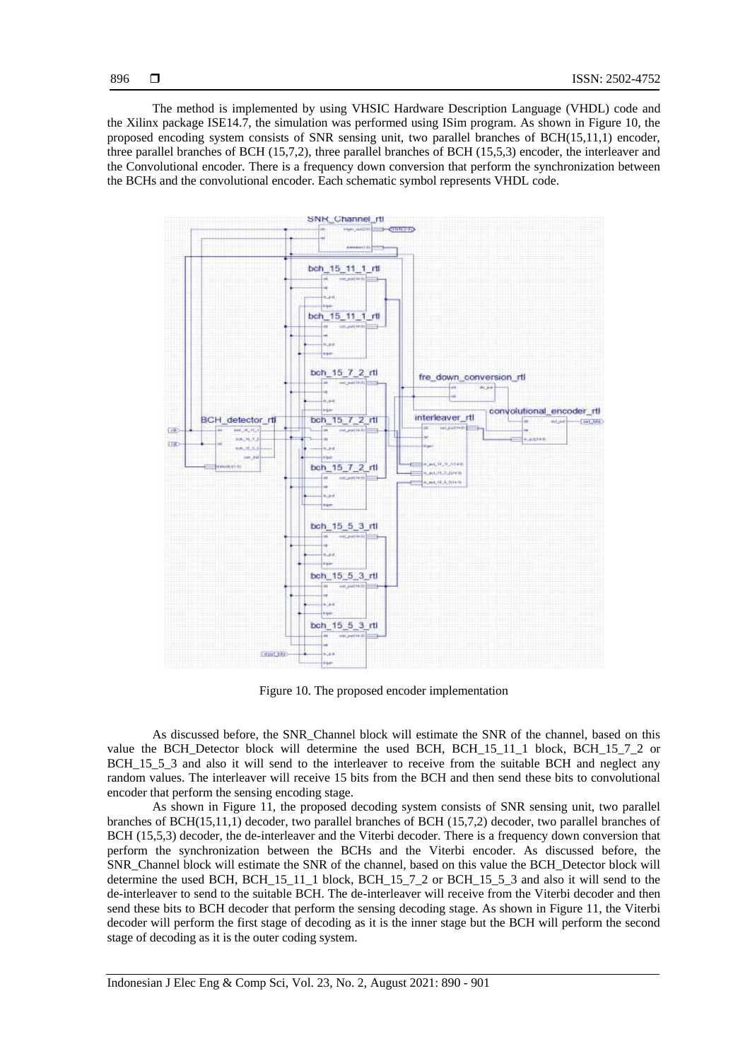The method is implemented by using VHSIC Hardware Description Language (VHDL) code and the Xilinx package ISE14.7, the simulation was performed using ISim program. As shown in Figure 10, the proposed encoding system consists of SNR sensing unit, two parallel branches of BCH(15,11,1) encoder, three parallel branches of BCH (15,7,2), three parallel branches of BCH (15,5,3) encoder, the interleaver and the Convolutional encoder. There is a frequency down conversion that perform the synchronization between the BCHs and the convolutional encoder. Each schematic symbol represents VHDL code.

Figure 10. The proposed encoder implementation

As discussed before, the SNR_Channel block will estimate the SNR of the channel, based on this value the BCH_Detector block will determine the used BCH, BCH_15_11_1 block, BCH_15_7_2 or BCH_15_5_3 and also it will send to the interleaver to receive from the suitable BCH and neglect any random values. The interleaver will receive 15 bits from the BCH and then send these bits to convolutional encoder that perform the sensing encoding stage.

As shown in Figure 11, the proposed decoding system consists of SNR sensing unit, two parallel branches of BCH(15,11,1) decoder, two parallel branches of BCH (15,7,2) decoder, two parallel branches of BCH (15,5,3) decoder, the de-interleaver and the Viterbi decoder. There is a frequency down conversion that perform the synchronization between the BCHs and the Viterbi encoder. As discussed before, the SNR_Channel block will estimate the SNR of the channel, based on this value the BCH_Detector block will determine the used BCH, BCH_15_11_1 block, BCH_15_7_2 or BCH_15_5_3 and also it will send to the de-interleaver to send to the suitable BCH. The de-interleaver will receive from the Viterbi decoder and then send these bits to BCH decoder that perform the sensing decoding stage. As shown in Figure 11, the Viterbi decoder will perform the first stage of decoding as it is the inner stage but the BCH will perform the second stage of decoding as it is the outer coding system.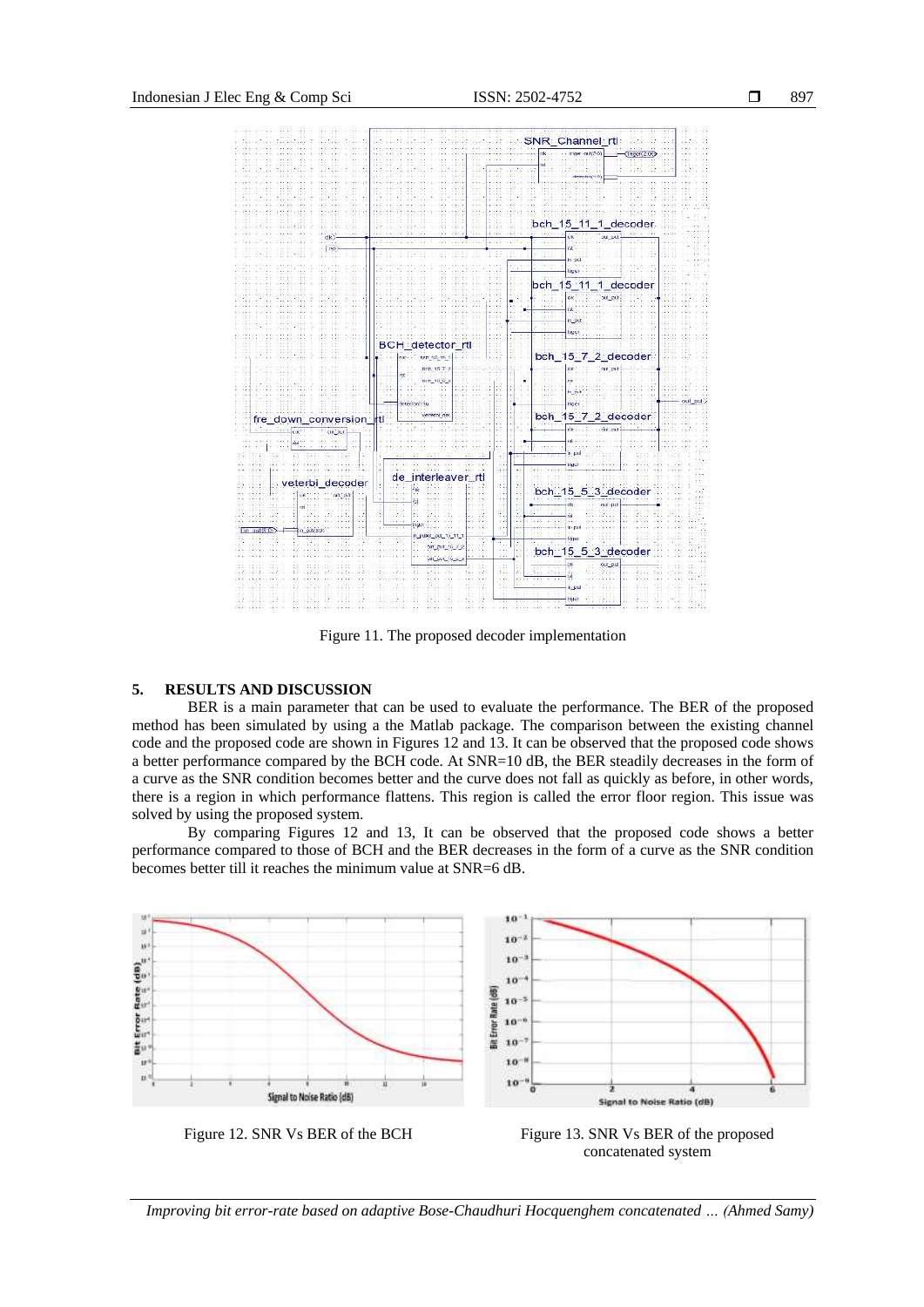Figure 11. The proposed decoder implementation

## 5. RESULTS AND DISCUSSION

BER is a main parameter that can be used to evaluate the performance. The BER of the proposed method has been simulated by using a the Matlab package. The comparison between the existing channel code and the proposed code are shown in Figures 12 and 13. It can be observed that the proposed code shows a better performance compared by the BCH code. At SNR=10 dB, the BER steadily decreases in the form of a curve as the SNR condition becomes better and the curve does not fall as quickly as before, in other words, there is a region in which performance flattens. This region is called the error floor region. This issue was solved by using the proposed system.

By comparing Figures 12 and 13, It can be observed that the proposed code shows a better performance compared to those of BCH and the BER decreases in the form of a curve as the SNR condition becomes better till it reaches the minimum value at SNR=6 dB.

Figure 12. SNR Vs BER of the BCH

Figure 13. SNR Vs BER of the proposed concatenated system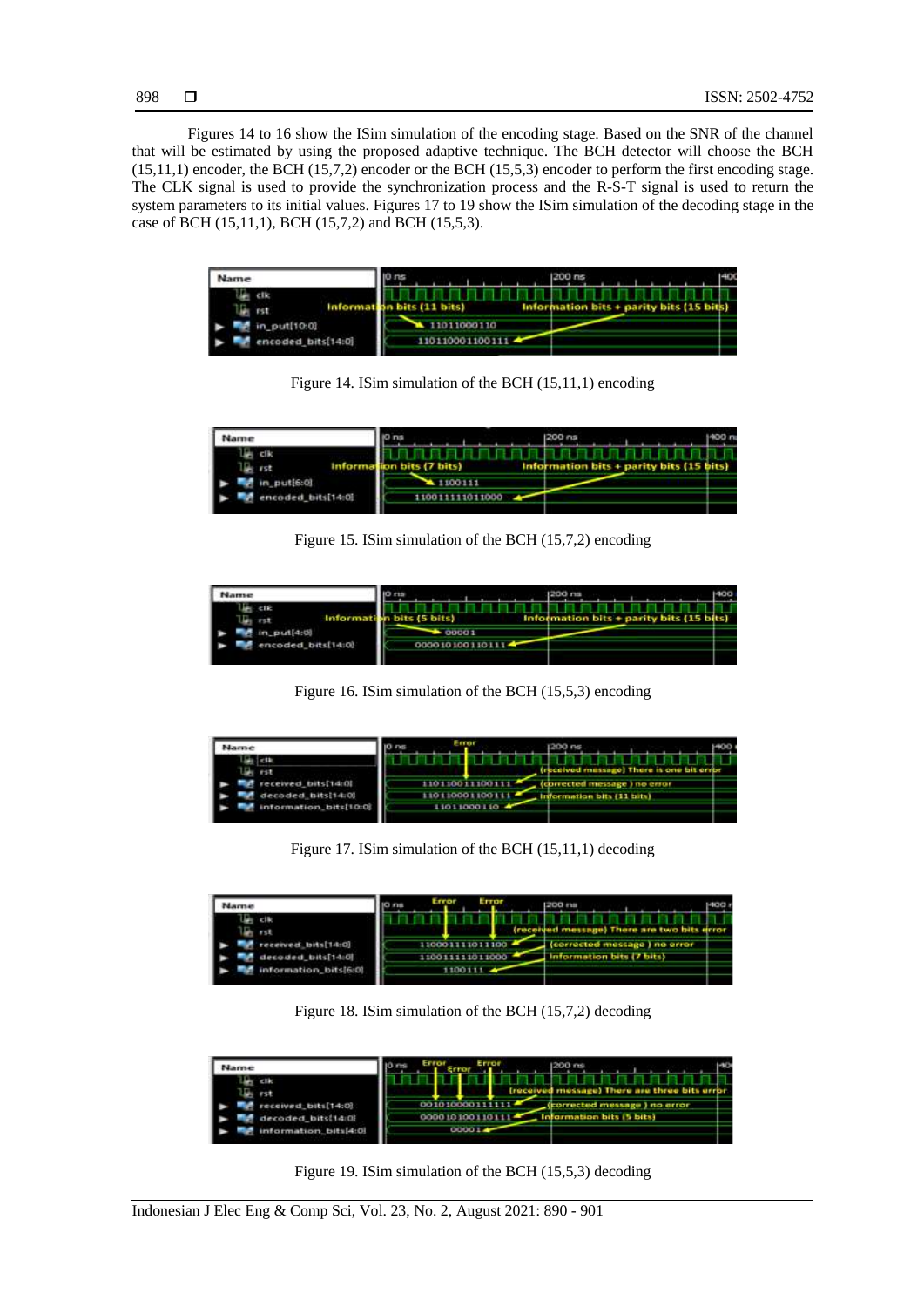Figures 14 to 16 show the ISim simulation of the encoding stage. Based on the SNR of the channel that will be estimated by using the proposed adaptive technique. The BCH detector will choose the BCH (15,11,1) encoder, the BCH (15,7,2) encoder or the BCH (15,5,3) encoder to perform the first encoding stage. The CLK signal is used to provide the synchronization process and the R-S-T signal is used to return the system parameters to its initial values. Figures 17 to 19 show the ISim simulation of the decoding stage in the case of BCH (15,11,1), BCH (15,7,2) and BCH (15,5,3).

Figure 14. ISim simulation of the BCH (15,11,1) encoding

Figure 15. ISim simulation of the BCH (15,7,2) encoding

Figure 16. ISim simulation of the BCH (15,5,3) encoding

Figure 17. ISim simulation of the BCH (15,11,1) decoding

Figure 18. ISim simulation of the BCH (15,7,2) decoding

Figure 19. ISim simulation of the BCH (15,5,3) decoding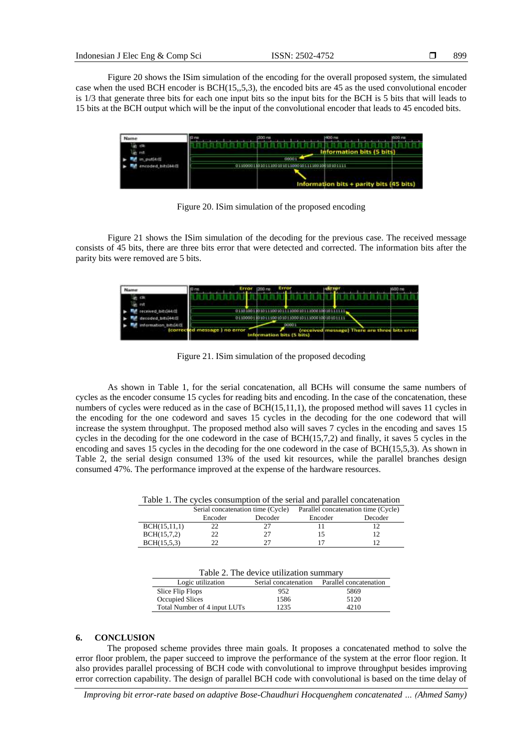Figure 20 shows the ISim simulation of the encoding for the overall proposed system, the simulated case when the used BCH encoder is BCH(15,,5,3), the encoded bits are 45 as the used convolutional encoder is 1/3 that generate three bits for each one input bits so the input bits for the BCH is 5 bits that will leads to 15 bits at the BCH output which will be the input of the convolutional encoder that leads to 45 encoded bits.

Figure 20. ISim simulation of the proposed encoding

Figure 21 shows the ISim simulation of the decoding for the previous case. The received message consists of 45 bits, there are three bits error that were detected and corrected. The information bits after the parity bits were removed are 5 bits.

Figure 21. ISim simulation of the proposed decoding

As shown in Table 1, for the serial concatenation, all BCHs will consume the same numbers of cycles as the encoder consume 15 cycles for reading bits and encoding. In the case of the concatenation, these numbers of cycles were reduced as in the case of BCH(15,11,1), the proposed method will saves 11 cycles in the encoding for the one codeword and saves 15 cycles in the decoding for the one codeword that will increase the system throughput. The proposed method also will saves 7 cycles in the encoding and saves 15 cycles in the decoding for the one codeword in the case of BCH(15,7,2) and finally, it saves 5 cycles in the encoding and saves 15 cycles in the decoding for the one codeword in the case of BCH(15,5,3). As shown in Table 2, the serial design consumed 13% of the used kit resources, while the parallel branches design consumed 47%. The performance improved at the expense of the hardware resources.

Table 1. The cycles consumption of the serial and parallel concatenation

| | Serial concatenation time (Cycle) | | Parallel concatenation time (Cycle) | |
|---|---|---|---|---|
| | Encoder | Decoder | Encoder | Decoder |
| BCH(15,11,1) | 22 | 27 | 11 | 12 |
| BCH(15,7,2) | 22 | 27 | 15 | 12 |
| BCH(15,5,3) | 22 | 27 | 17 | 12 |

Table 2. The device utilization summary

| Logic utilization | Serial concatenation | Parallel concatenation |
|---|---|---|
| Slice Flip Flops | 952 | 5869 |
| Occupied Slices | 1586 | 5120 |
| Total Number of 4 input LUTs | 1235 | 4210 |

## 6. CONCLUSION

The proposed scheme provides three main goals. It proposes a concatenated method to solve the error floor problem, the paper succeed to improve the performance of the system at the error floor region. It also provides parallel processing of BCH code with convolutional to improve throughput besides improving error correction capability. The design of parallel BCH code with convolutional is based on the time delay of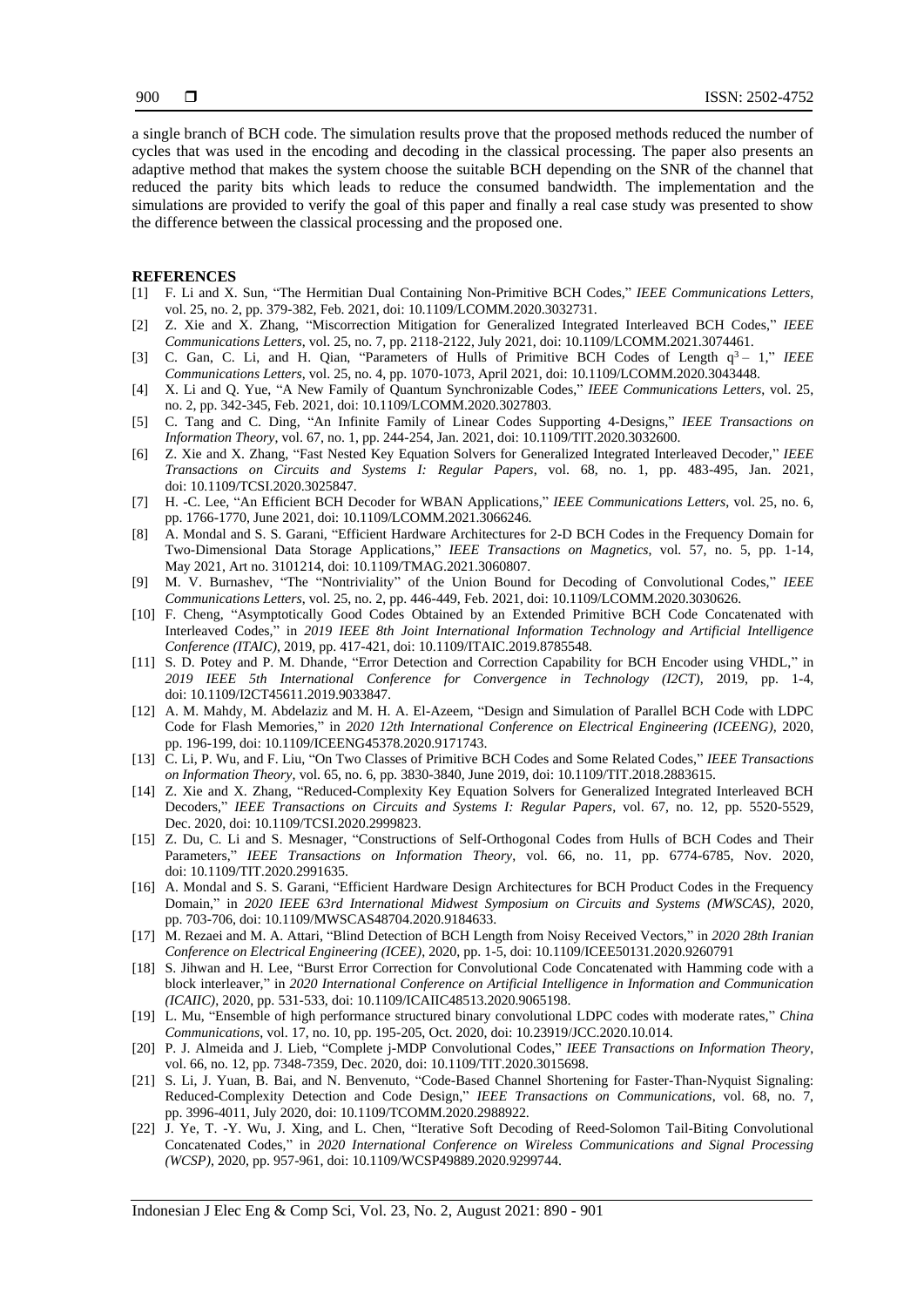a single branch of BCH code. The simulation results prove that the proposed methods reduced the number of cycles that was used in the encoding and decoding in the classical processing. The paper also presents an adaptive method that makes the system choose the suitable BCH depending on the SNR of the channel that reduced the parity bits which leads to reduce the consumed bandwidth. The implementation and the simulations are provided to verify the goal of this paper and finally a real case study was presented to show the difference between the classical processing and the proposed one.

## REFERENCES

[1] F. Li and X. Sun, "The Hermitian Dual Containing Non-Primitive BCH Codes," *IEEE Communications Letters*, vol. 25, no. 2, pp. 379-382, Feb. 2021, doi: 10.1109/LCOMM.2020.3032731.

[2] Z. Xie and X. Zhang, "Miscorrection Mitigation for Generalized Integrated Interleaved BCH Codes," *IEEE Communications Letters*, vol. 25, no. 7, pp. 2118-2122, July 2021, doi: 10.1109/LCOMM.2021.3074461.

[3] C. Gan, C. Li, and H. Qian, "Parameters of Hulls of Primitive BCH Codes of Length $q^3 - 1$," *IEEE Communications Letters*, vol. 25, no. 4, pp. 1070-1073, April 2021, doi: 10.1109/LCOMM.2020.3043448.

[4] X. Li and Q. Yue, "A New Family of Quantum Synchronizable Codes," *IEEE Communications Letters*, vol. 25, no. 2, pp. 342-345, Feb. 2021, doi: 10.1109/LCOMM.2020.3027803.

[5] C. Tang and C. Ding, "An Infinite Family of Linear Codes Supporting 4-Designs," *IEEE Transactions on Information Theory*, vol. 67, no. 1, pp. 244-254, Jan. 2021, doi: 10.1109/TIT.2020.3032600.

[6] Z. Xie and X. Zhang, "Fast Nested Key Equation Solvers for Generalized Integrated Interleaved Decoder," *IEEE Transactions on Circuits and Systems I: Regular Papers*, vol. 68, no. 1, pp. 483-495, Jan. 2021, doi: 10.1109/TCSI.2020.3025847.

[7] H. -C. Lee, "An Efficient BCH Decoder for WBAN Applications," *IEEE Communications Letters*, vol. 25, no. 6, pp. 1766-1770, June 2021, doi: 10.1109/LCOMM.2021.3066246.

[8] A. Mondal and S. S. Garani, "Efficient Hardware Architectures for 2-D BCH Codes in the Frequency Domain for Two-Dimensional Data Storage Applications," *IEEE Transactions on Magnetics*, vol. 57, no. 5, pp. 1-14, May 2021, Art no. 3101214, doi: 10.1109/TMAG.2021.3060807.

[9] M. V. Burnashev, "The "Nontriviality" of the Union Bound for Decoding of Convolutional Codes," *IEEE Communications Letters*, vol. 25, no. 2, pp. 446-449, Feb. 2021, doi: 10.1109/LCOMM.2020.3030626.

[10] F. Cheng, "Asymptotically Good Codes Obtained by an Extended Primitive BCH Code Concatenated with Interleaved Codes," in *2019 IEEE 8th Joint International Information Technology and Artificial Intelligence Conference (ITAIC)*, 2019, pp. 417-421, doi: 10.1109/ITAIC.2019.8785548.

[11] S. D. Potey and P. M. Dhande, "Error Detection and Correction Capability for BCH Encoder using VHDL," in *2019 IEEE 5th International Conference for Convergence in Technology (I2CT)*, 2019, pp. 1-4, doi: 10.1109/I2CT45611.2019.9033847.

[12] A. M. Mahdy, M. Abdelaziz and M. H. A. El-Azeem, "Design and Simulation of Parallel BCH Code with LDPC Code for Flash Memories," in *2020 12th International Conference on Electrical Engineering (ICEENG)*, 2020, pp. 196-199, doi: 10.1109/ICEENG45378.2020.9171743.

[13] C. Li, P. Wu, and F. Liu, "On Two Classes of Primitive BCH Codes and Some Related Codes," *IEEE Transactions on Information Theory*, vol. 65, no. 6, pp. 3830-3840, June 2019, doi: 10.1109/TIT.2018.2883615.

[14] Z. Xie and X. Zhang, "Reduced-Complexity Key Equation Solvers for Generalized Integrated Interleaved BCH Decoders," *IEEE Transactions on Circuits and Systems I: Regular Papers*, vol. 67, no. 12, pp. 5520-5529, Dec. 2020, doi: 10.1109/TCSI.2020.2999823.

[15] Z. Du, C. Li and S. Mesnager, "Constructions of Self-Orthogonal Codes from Hulls of BCH Codes and Their Parameters," *IEEE Transactions on Information Theory*, vol. 66, no. 11, pp. 6774-6785, Nov. 2020, doi: 10.1109/TIT.2020.2991635.

[16] A. Mondal and S. S. Garani, "Efficient Hardware Design Architectures for BCH Product Codes in the Frequency Domain," in *2020 IEEE 63rd International Midwest Symposium on Circuits and Systems (MWSCAS)*, 2020, pp. 703-706, doi: 10.1109/MWSCAS48704.2020.9184633.

[17] M. Rezaei and M. A. Attari, "Blind Detection of BCH Length from Noisy Received Vectors," in *2020 28th Iranian Conference on Electrical Engineering (ICEE)*, 2020, pp. 1-5, doi: 10.1109/ICEE50131.2020.9260791

[18] S. Jihwan and H. Lee, "Burst Error Correction for Convolutional Code Concatenated with Hamming code with a block interleaver," in *2020 International Conference on Artificial Intelligence in Information and Communication (ICAIIC)*, 2020, pp. 531-533, doi: 10.1109/ICAIIC48513.2020.9065198.

[19] L. Mu, "Ensemble of high performance structured binary convolutional LDPC codes with moderate rates," *China Communications*, vol. 17, no. 10, pp. 195-205, Oct. 2020, doi: 10.23919/JCC.2020.10.014.

[20] P. J. Almeida and J. Lieb, "Complete j-MDP Convolutional Codes," *IEEE Transactions on Information Theory*, vol. 66, no. 12, pp. 7348-7359, Dec. 2020, doi: 10.1109/TIT.2020.3015698.

[21] S. Li, J. Yuan, B. Bai, and N. Benvenuto, "Code-Based Channel Shortening for Faster-Than-Nyquist Signaling: Reduced-Complexity Detection and Code Design," *IEEE Transactions on Communications*, vol. 68, no. 7, pp. 3996-4011, July 2020, doi: 10.1109/TCOMM.2020.2988922.

[22] J. Ye, T. -Y. Wu, J. Xing, and L. Chen, "Iterative Soft Decoding of Reed-Solomon Tail-Biting Convolutional Concatenated Codes," in *2020 International Conference on Wireless Communications and Signal Processing (WCSP)*, 2020, pp. 957-961, doi: 10.1109/WCSP49889.2020.9299744.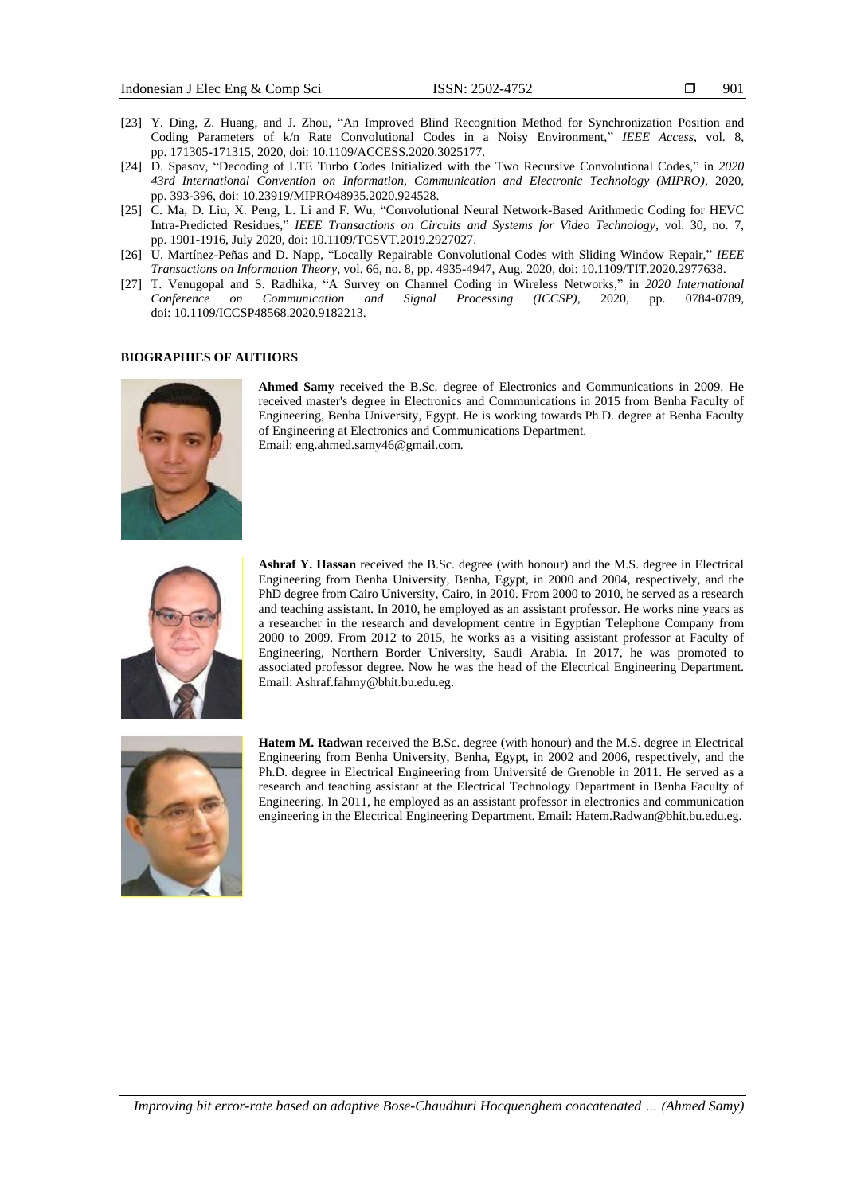[23] Y. Ding, Z. Huang, and J. Zhou, "An Improved Blind Recognition Method for Synchronization Position and Coding Parameters of k/n Rate Convolutional Codes in a Noisy Environment," *IEEE Access*, vol. 8, pp. 171305-171315, 2020, doi: 10.1109/ACCESS.2020.3025177.

[24] D. Spasov, "Decoding of LTE Turbo Codes Initialized with the Two Recursive Convolutional Codes," in *2020 43rd International Convention on Information, Communication and Electronic Technology (MIPRO)*, 2020, pp. 393-396, doi: 10.23919/MIPRO48935.2020.924528.

[25] C. Ma, D. Liu, X. Peng, L. Li and F. Wu, "Convolutional Neural Network-Based Arithmetic Coding for HEVC Intra-Predicted Residues," *IEEE Transactions on Circuits and Systems for Video Technology*, vol. 30, no. 7, pp. 1901-1916, July 2020, doi: 10.1109/TCSVT.2019.2927027.

[26] U. Martínez-Peñas and D. Napp, "Locally Repairable Convolutional Codes with Sliding Window Repair," *IEEE Transactions on Information Theory*, vol. 66, no. 8, pp. 4935-4947, Aug. 2020, doi: 10.1109/TIT.2020.2977638.

[27] T. Venugopal and S. Radhika, "A Survey on Channel Coding in Wireless Networks," in *2020 International Conference on Communication and Signal Processing (ICCSP)*, 2020, pp. 0784-0789, doi: 10.1109/ICCSP48568.2020.9182213.

## BIOGRAPHIES OF AUTHORS

**Ahmed Samy** received the B.Sc. degree of Electronics and Communications in 2009. He received master's degree in Electronics and Communications in 2015 from Benha Faculty of Engineering, Benha University, Egypt. He is working towards Ph.D. degree at Benha Faculty of Engineering at Electronics and Communications Department.
Email: eng.ahmed.samy46@gmail.com.

**Ashraf Y. Hassan** received the B.Sc. degree (with honour) and the M.S. degree in Electrical Engineering from Benha University, Benha, Egypt, in 2000 and 2004, respectively, and the PhD degree from Cairo University, Cairo, in 2010. From 2000 to 2010, he served as a research and teaching assistant. In 2010, he employed as an assistant professor. He works nine years as a researcher in the research and development centre in Egyptian Telephone Company from 2000 to 2009. From 2012 to 2015, he works as a visiting assistant professor at Faculty of Engineering, Northern Border University, Saudi Arabia. In 2017, he was promoted to associated professor degree. Now he was the head of the Electrical Engineering Department. Email: Ashraf.fahmy@bhit.bu.edu.eg.

**Hatem M. Radwan** received the B.Sc. degree (with honour) and the M.S. degree in Electrical Engineering from Benha University, Benha, Egypt, in 2002 and 2006, respectively, and the Ph.D. degree in Electrical Engineering from Université de Grenoble in 2011. He served as a research and teaching assistant at the Electrical Technology Department in Benha Faculty of Engineering. In 2011, he employed as an assistant professor in electronics and communication engineering in the Electrical Engineering Department. Email: Hatem.Radwan@bhit.bu.edu.eg.